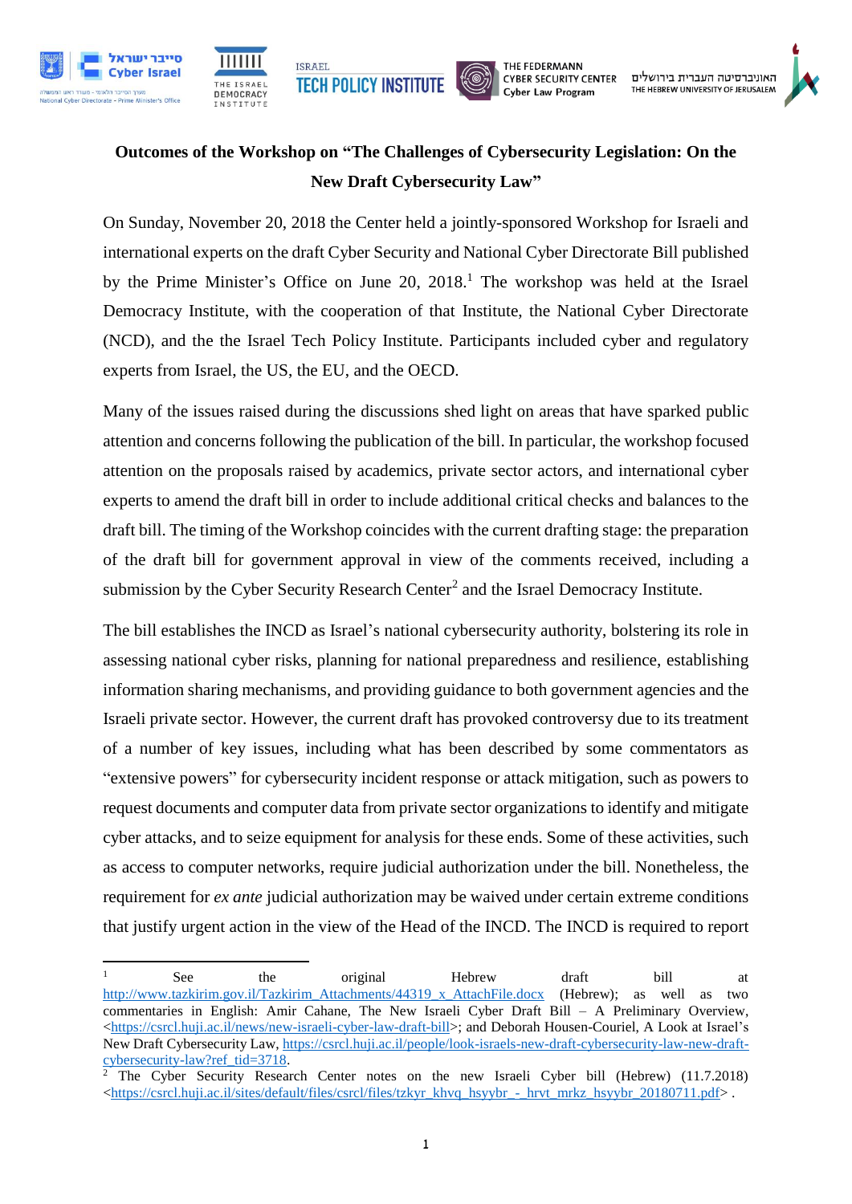**Outcomes of the Workshop on "The Challenges of Cybersecurity Legislation: On the New Draft Cybersecurity Law"**

On Sunday, November 20, 2018 the Center held a jointly-sponsored Workshop for Israeli and international experts on the draft Cyber Security and National Cyber Directorate Bill published by the Prime Minister's Office on June 20, 2018.[1] The workshop was held at the Israel Democracy Institute, with the cooperation of that Institute, the National Cyber Directorate (NCD), and the the Israel Tech Policy Institute. Participants included cyber and regulatory experts from Israel, the US, the EU, and the OECD.

Many of the issues raised during the discussions shed light on areas that have sparked public attention and concerns following the publication of the bill. In particular, the workshop focused attention on the proposals raised by academics, private sector actors, and international cyber experts to amend the draft bill in order to include additional critical checks and balances to the draft bill. The timing of the Workshop coincides with the current drafting stage: the preparation of the draft bill for government approval in view of the comments received, including a submission by the Cyber Security Research Center[2] and the Israel Democracy Institute.

The bill establishes the INCD as Israel's national cybersecurity authority, bolstering its role in assessing national cyber risks, planning for national preparedness and resilience, establishing information sharing mechanisms, and providing guidance to both government agencies and the Israeli private sector. However, the current draft has provoked controversy due to its treatment of a number of key issues, including what has been described by some commentators as "extensive powers" for cybersecurity incident response or attack mitigation, such as powers to request documents and computer data from private sector organizations to identify and mitigate cyber attacks, and to seize equipment for analysis for these ends. Some of these activities, such as access to computer networks, require judicial authorization under the bill. Nonetheless, the requirement for *ex ante* judicial authorization may be waived under certain extreme conditions that justify urgent action in the view of the Head of the INCD. The INCD is required to report

---

[1] See the original Hebrew draft bill at http://www.tazkirim.gov.il/Tazkirim_Attachments/44319_x_AttachFile.docx (Hebrew); as well as two commentaries in English: Amir Cahane, The New Israeli Cyber Draft Bill – A Preliminary Overview, <https://csrcl.huji.ac.il/news/new-israeli-cyber-law-draft-bill>; and Deborah Housen-Couriel, A Look at Israel's New Draft Cybersecurity Law, https://csrcl.huji.ac.il/people/look-israels-new-draft-cybersecurity-law-new-draft-cybersecurity-law?ref_tid=3718.

[2] The Cyber Security Research Center notes on the new Israeli Cyber bill (Hebrew) (11.7.2018) <https://csrcl.huji.ac.il/sites/default/files/csrcl/files/tzkyr_khvq_hsyybr_-_hrvt_mrkz_hsyybr_20180711.pdf> .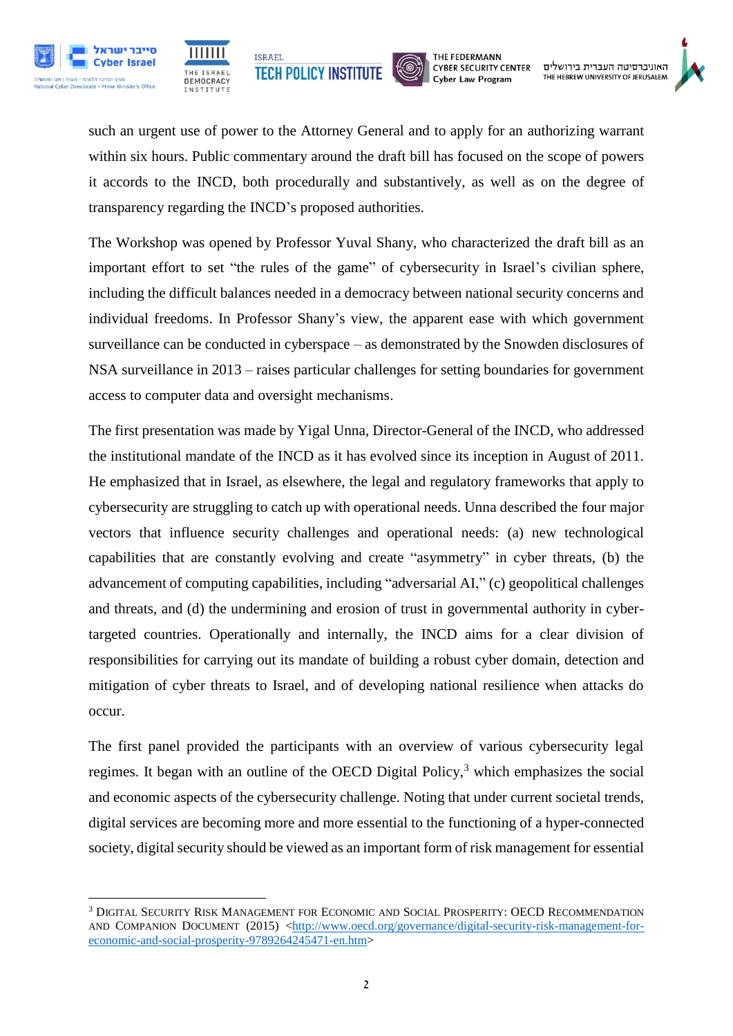such an urgent use of power to the Attorney General and to apply for an authorizing warrant within six hours. Public commentary around the draft bill has focused on the scope of powers it accords to the INCD, both procedurally and substantively, as well as on the degree of transparency regarding the INCD's proposed authorities.

The Workshop was opened by Professor Yuval Shany, who characterized the draft bill as an important effort to set "the rules of the game" of cybersecurity in Israel's civilian sphere, including the difficult balances needed in a democracy between national security concerns and individual freedoms. In Professor Shany's view, the apparent ease with which government surveillance can be conducted in cyberspace – as demonstrated by the Snowden disclosures of NSA surveillance in 2013 – raises particular challenges for setting boundaries for government access to computer data and oversight mechanisms.

The first presentation was made by Yigal Unna, Director-General of the INCD, who addressed the institutional mandate of the INCD as it has evolved since its inception in August of 2011. He emphasized that in Israel, as elsewhere, the legal and regulatory frameworks that apply to cybersecurity are struggling to catch up with operational needs. Unna described the four major vectors that influence security challenges and operational needs: (a) new technological capabilities that are constantly evolving and create "asymmetry" in cyber threats, (b) the advancement of computing capabilities, including "adversarial AI," (c) geopolitical challenges and threats, and (d) the undermining and erosion of trust in governmental authority in cyber-targeted countries. Operationally and internally, the INCD aims for a clear division of responsibilities for carrying out its mandate of building a robust cyber domain, detection and mitigation of cyber threats to Israel, and of developing national resilience when attacks do occur.

The first panel provided the participants with an overview of various cybersecurity legal regimes. It began with an outline of the OECD Digital Policy,[3] which emphasizes the social and economic aspects of the cybersecurity challenge. Noting that under current societal trends, digital services are becoming more and more essential to the functioning of a hyper-connected society, digital security should be viewed as an important form of risk management for essential

[3] DIGITAL SECURITY RISK MANAGEMENT FOR ECONOMIC AND SOCIAL PROSPERITY: OECD RECOMMENDATION AND COMPANION DOCUMENT (2015) <http://www.oecd.org/governance/digital-security-risk-management-for-economic-and-social-prosperity-9789264245471-en.htm>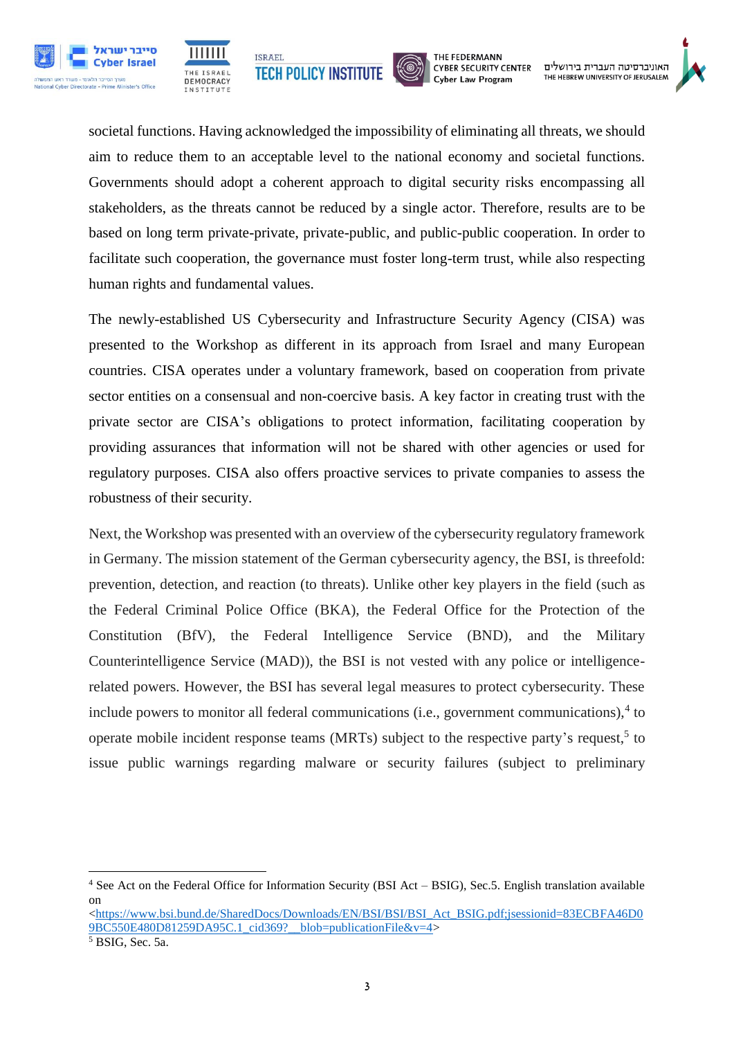societal functions. Having acknowledged the impossibility of eliminating all threats, we should aim to reduce them to an acceptable level to the national economy and societal functions. Governments should adopt a coherent approach to digital security risks encompassing all stakeholders, as the threats cannot be reduced by a single actor. Therefore, results are to be based on long term private-private, private-public, and public-public cooperation. In order to facilitate such cooperation, the governance must foster long-term trust, while also respecting human rights and fundamental values.

The newly-established US Cybersecurity and Infrastructure Security Agency (CISA) was presented to the Workshop as different in its approach from Israel and many European countries. CISA operates under a voluntary framework, based on cooperation from private sector entities on a consensual and non-coercive basis. A key factor in creating trust with the private sector are CISA's obligations to protect information, facilitating cooperation by providing assurances that information will not be shared with other agencies or used for regulatory purposes. CISA also offers proactive services to private companies to assess the robustness of their security.

Next, the Workshop was presented with an overview of the cybersecurity regulatory framework in Germany. The mission statement of the German cybersecurity agency, the BSI, is threefold: prevention, detection, and reaction (to threats). Unlike other key players in the field (such as the Federal Criminal Police Office (BKA), the Federal Office for the Protection of the Constitution (BfV), the Federal Intelligence Service (BND), and the Military Counterintelligence Service (MAD)), the BSI is not vested with any police or intelligence-related powers. However, the BSI has several legal measures to protect cybersecurity. These include powers to monitor all federal communications (i.e., government communications),[4] to operate mobile incident response teams (MRTs) subject to the respective party's request,[5] to issue public warnings regarding malware or security failures (subject to preliminary

---

[4] See Act on the Federal Office for Information Security (BSI Act – BSIG), Sec.5. English translation available on <https://www.bsi.bund.de/SharedDocs/Downloads/EN/BSI/BSI/BSI_Act_BSIG.pdf;jsessionid=83ECBFA46D09BC550E480D81259DA95C.1_cid369?__blob=publicationFile&v=4>

[5] BSIG, Sec. 5a.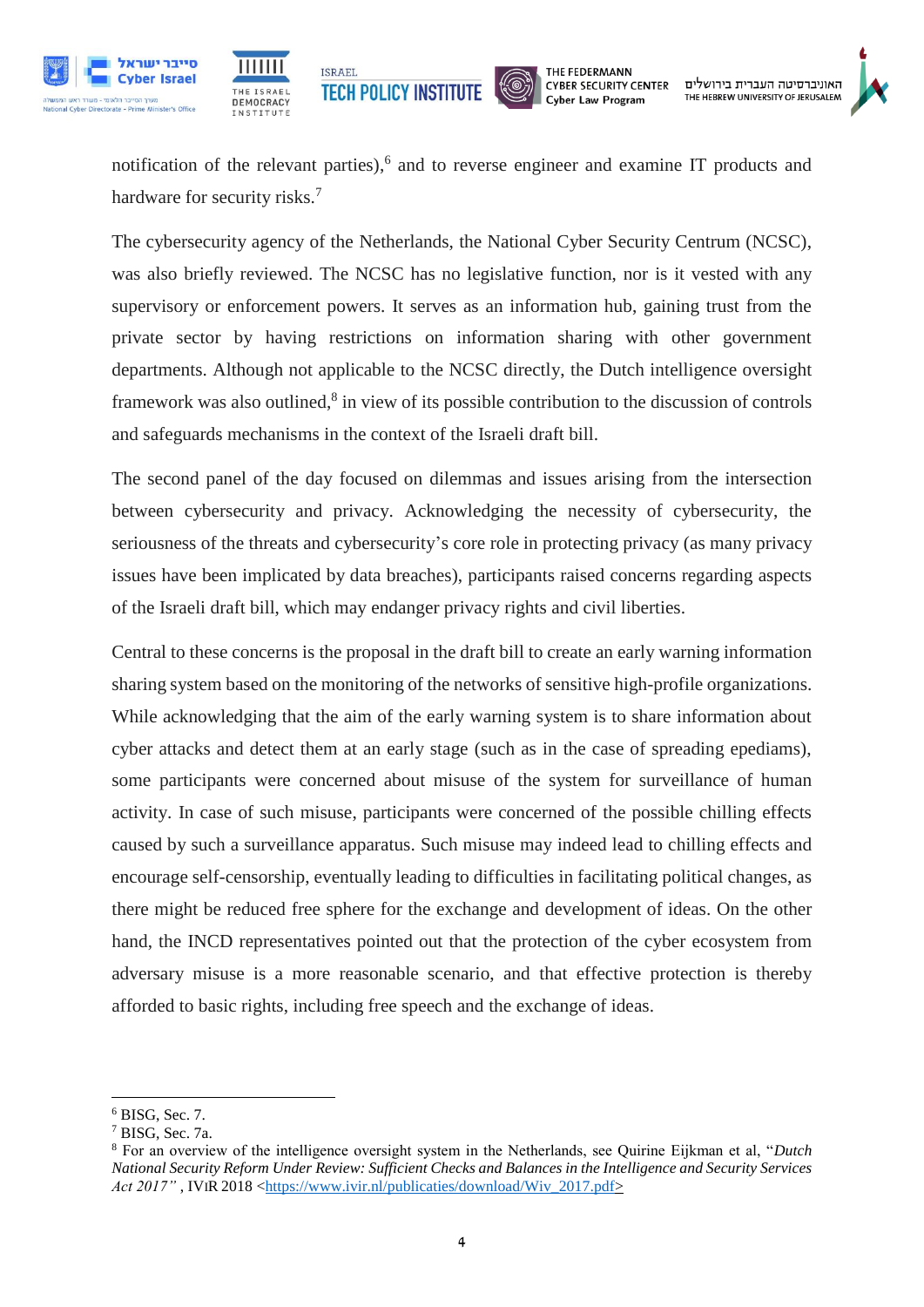notification of the relevant parties),[6] and to reverse engineer and examine IT products and hardware for security risks.[7]

The cybersecurity agency of the Netherlands, the National Cyber Security Centrum (NCSC), was also briefly reviewed. The NCSC has no legislative function, nor is it vested with any supervisory or enforcement powers. It serves as an information hub, gaining trust from the private sector by having restrictions on information sharing with other government departments. Although not applicable to the NCSC directly, the Dutch intelligence oversight framework was also outlined,[8] in view of its possible contribution to the discussion of controls and safeguards mechanisms in the context of the Israeli draft bill.

The second panel of the day focused on dilemmas and issues arising from the intersection between cybersecurity and privacy. Acknowledging the necessity of cybersecurity, the seriousness of the threats and cybersecurity's core role in protecting privacy (as many privacy issues have been implicated by data breaches), participants raised concerns regarding aspects of the Israeli draft bill, which may endanger privacy rights and civil liberties.

Central to these concerns is the proposal in the draft bill to create an early warning information sharing system based on the monitoring of the networks of sensitive high-profile organizations. While acknowledging that the aim of the early warning system is to share information about cyber attacks and detect them at an early stage (such as in the case of spreading epediams), some participants were concerned about misuse of the system for surveillance of human activity. In case of such misuse, participants were concerned of the possible chilling effects caused by such a surveillance apparatus. Such misuse may indeed lead to chilling effects and encourage self-censorship, eventually leading to difficulties in facilitating political changes, as there might be reduced free sphere for the exchange and development of ideas. On the other hand, the INCD representatives pointed out that the protection of the cyber ecosystem from adversary misuse is a more reasonable scenario, and that effective protection is thereby afforded to basic rights, including free speech and the exchange of ideas.

---

[6] BISG, Sec. 7.

[7] BISG, Sec. 7a.

[8] For an overview of the intelligence oversight system in the Netherlands, see Quirine Eijkman et al, "*Dutch National Security Reform Under Review: Sufficient Checks and Balances in the Intelligence and Security Services Act 2017*" , IViR 2018 <https://www.ivir.nl/publicaties/download/Wiv_2017.pdf>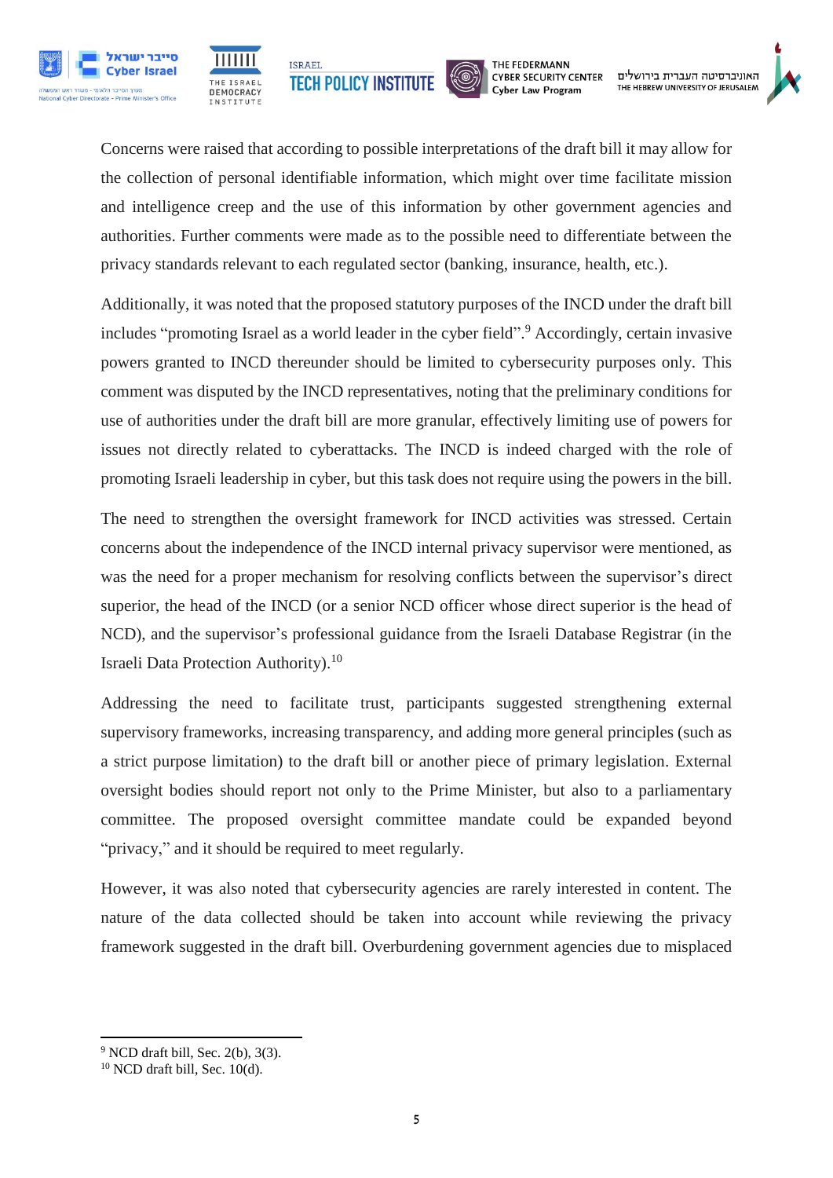Concerns were raised that according to possible interpretations of the draft bill it may allow for the collection of personal identifiable information, which might over time facilitate mission and intelligence creep and the use of this information by other government agencies and authorities. Further comments were made as to the possible need to differentiate between the privacy standards relevant to each regulated sector (banking, insurance, health, etc.).

Additionally, it was noted that the proposed statutory purposes of the INCD under the draft bill includes "promoting Israel as a world leader in the cyber field".[9] Accordingly, certain invasive powers granted to INCD thereunder should be limited to cybersecurity purposes only. This comment was disputed by the INCD representatives, noting that the preliminary conditions for use of authorities under the draft bill are more granular, effectively limiting use of powers for issues not directly related to cyberattacks. The INCD is indeed charged with the role of promoting Israeli leadership in cyber, but this task does not require using the powers in the bill.

The need to strengthen the oversight framework for INCD activities was stressed. Certain concerns about the independence of the INCD internal privacy supervisor were mentioned, as was the need for a proper mechanism for resolving conflicts between the supervisor's direct superior, the head of the INCD (or a senior NCD officer whose direct superior is the head of NCD), and the supervisor's professional guidance from the Israeli Database Registrar (in the Israeli Data Protection Authority).[10]

Addressing the need to facilitate trust, participants suggested strengthening external supervisory frameworks, increasing transparency, and adding more general principles (such as a strict purpose limitation) to the draft bill or another piece of primary legislation. External oversight bodies should report not only to the Prime Minister, but also to a parliamentary committee. The proposed oversight committee mandate could be expanded beyond "privacy," and it should be required to meet regularly.

However, it was also noted that cybersecurity agencies are rarely interested in content. The nature of the data collected should be taken into account while reviewing the privacy framework suggested in the draft bill. Overburdening government agencies due to misplaced

---

[9] NCD draft bill, Sec. 2(b), 3(3).

[10] NCD draft bill, Sec. 10(d).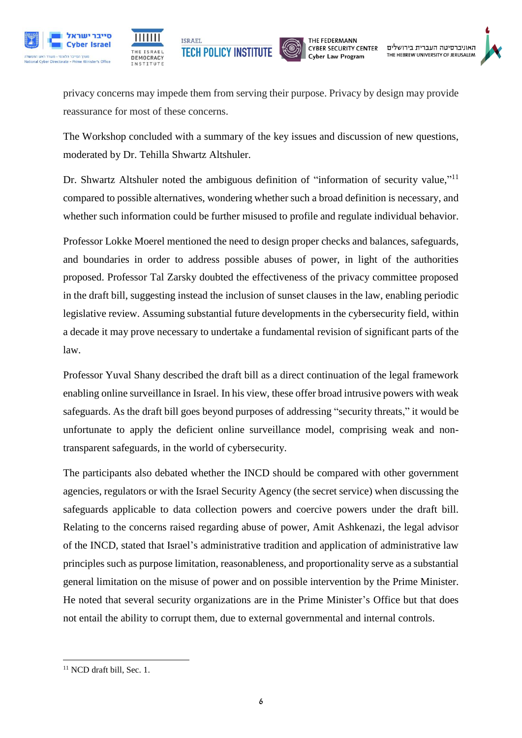privacy concerns may impede them from serving their purpose. Privacy by design may provide reassurance for most of these concerns.

The Workshop concluded with a summary of the key issues and discussion of new questions, moderated by Dr. Tehilla Shwartz Altshuler.

Dr. Shwartz Altshuler noted the ambiguous definition of "information of security value,"[11] compared to possible alternatives, wondering whether such a broad definition is necessary, and whether such information could be further misused to profile and regulate individual behavior.

Professor Lokke Moerel mentioned the need to design proper checks and balances, safeguards, and boundaries in order to address possible abuses of power, in light of the authorities proposed. Professor Tal Zarsky doubted the effectiveness of the privacy committee proposed in the draft bill, suggesting instead the inclusion of sunset clauses in the law, enabling periodic legislative review. Assuming substantial future developments in the cybersecurity field, within a decade it may prove necessary to undertake a fundamental revision of significant parts of the law.

Professor Yuval Shany described the draft bill as a direct continuation of the legal framework enabling online surveillance in Israel. In his view, these offer broad intrusive powers with weak safeguards. As the draft bill goes beyond purposes of addressing "security threats," it would be unfortunate to apply the deficient online surveillance model, comprising weak and non-transparent safeguards, in the world of cybersecurity.

The participants also debated whether the INCD should be compared with other government agencies, regulators or with the Israel Security Agency (the secret service) when discussing the safeguards applicable to data collection powers and coercive powers under the draft bill. Relating to the concerns raised regarding abuse of power, Amit Ashkenazi, the legal advisor of the INCD, stated that Israel's administrative tradition and application of administrative law principles such as purpose limitation, reasonableness, and proportionality serve as a substantial general limitation on the misuse of power and on possible intervention by the Prime Minister. He noted that several security organizations are in the Prime Minister's Office but that does not entail the ability to corrupt them, due to external governmental and internal controls.

---

[11] NCD draft bill, Sec. 1.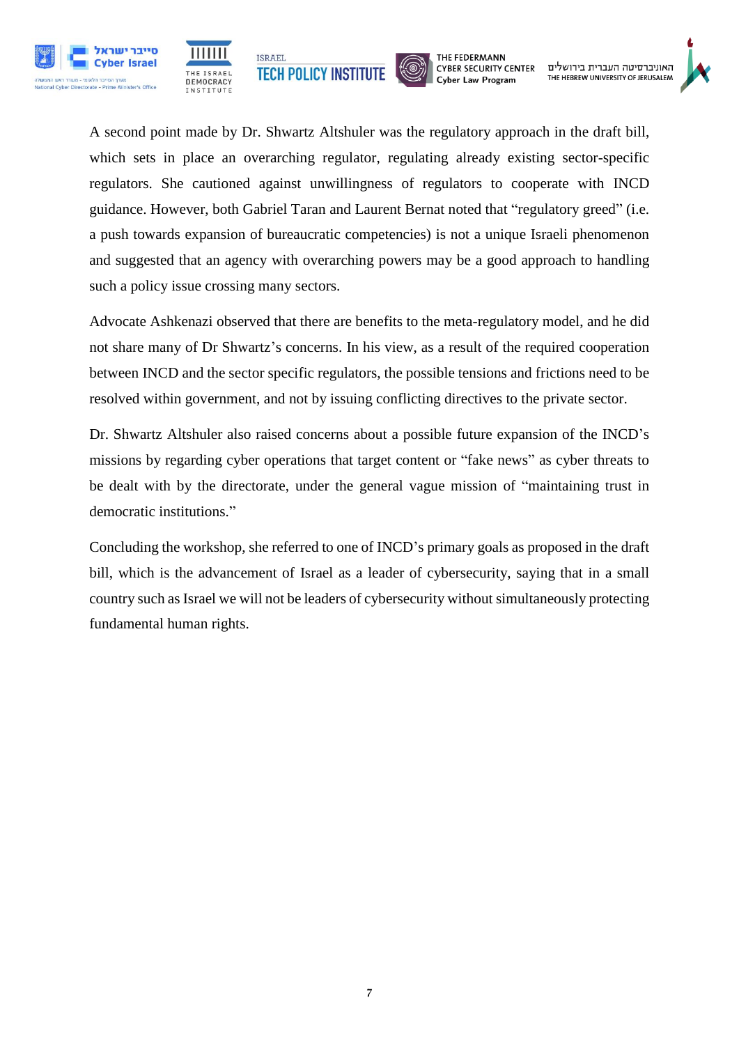A second point made by Dr. Shwartz Altshuler was the regulatory approach in the draft bill, which sets in place an overarching regulator, regulating already existing sector-specific regulators. She cautioned against unwillingness of regulators to cooperate with INCD guidance. However, both Gabriel Taran and Laurent Bernat noted that "regulatory greed" (i.e. a push towards expansion of bureaucratic competencies) is not a unique Israeli phenomenon and suggested that an agency with overarching powers may be a good approach to handling such a policy issue crossing many sectors.

Advocate Ashkenazi observed that there are benefits to the meta-regulatory model, and he did not share many of Dr Shwartz's concerns. In his view, as a result of the required cooperation between INCD and the sector specific regulators, the possible tensions and frictions need to be resolved within government, and not by issuing conflicting directives to the private sector.

Dr. Shwartz Altshuler also raised concerns about a possible future expansion of the INCD's missions by regarding cyber operations that target content or "fake news" as cyber threats to be dealt with by the directorate, under the general vague mission of "maintaining trust in democratic institutions."

Concluding the workshop, she referred to one of INCD's primary goals as proposed in the draft bill, which is the advancement of Israel as a leader of cybersecurity, saying that in a small country such as Israel we will not be leaders of cybersecurity without simultaneously protecting fundamental human rights.